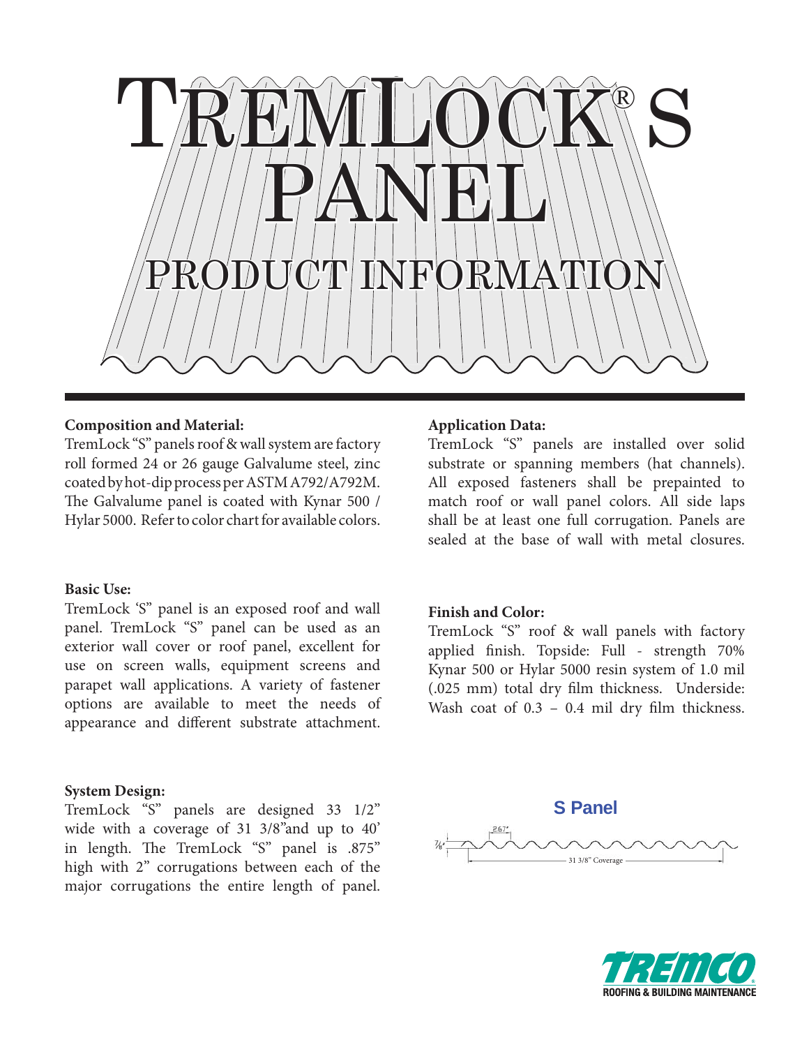# TremLock® S Panel

## Product Information

**Composition and Material:**

TremLock "S" panels roof & wall system are factory roll formed 24 or 26 gauge Galvalume steel, zinc coated by hot-dip process per ASTM A792/A792M. The Galvalume panel is coated with Kynar 500 / Hylar 5000. Refer to color chart for available colors.

**Basic Use:**

TremLock 'S" panel is an exposed roof and wall panel. TremLock "S" panel can be used as an exterior wall cover or roof panel, excellent for use on screen walls, equipment screens and parapet wall applications. A variety of fastener options are available to meet the needs of appearance and different substrate attachment.

**System Design:**

TremLock "S" panels are designed 33 1/2" wide with a coverage of 31 3/8"and up to 40' in length. The TremLock "S" panel is .875" high with 2" corrugations between each of the major corrugations the entire length of panel.

**Application Data:**

TremLock "S" panels are installed over solid substrate or spanning members (hat channels). All exposed fasteners shall be prepainted to match roof or wall panel colors. All side laps shall be at least one full corrugation. Panels are sealed at the base of wall with metal closures.

**Finish and Color:**

TremLock "S" roof & wall panels with factory applied finish. Topside: Full - strength 70% Kynar 500 or Hylar 5000 resin system of 1.0 mil (.025 mm) total dry film thickness. Underside: Wash coat of 0.3 – 0.4 mil dry film thickness.

**S Panel**

2.67"

7/8"

31 3/8" Coverage

TREMCO ROOFING & BUILDING MAINTENANCE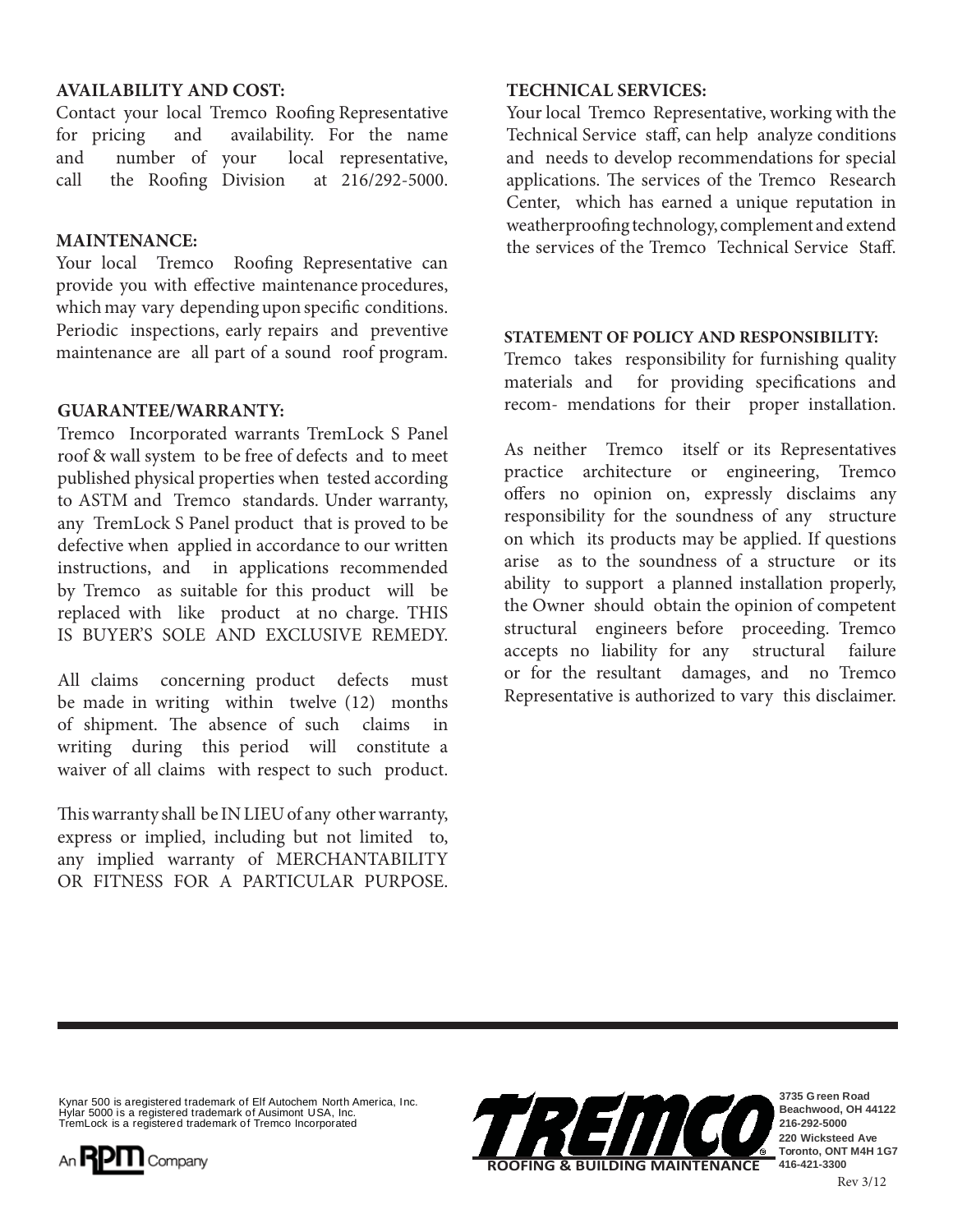**AVAILABILITY AND COST:**

Contact your local Tremco Roofing Representative for pricing and availability. For the name and number of your local representative, call the Roofing Division at 216/292-5000.

**MAINTENANCE:**

Your local Tremco Roofing Representative can provide you with effective maintenance procedures, which may vary depending upon specific conditions. Periodic inspections, early repairs and preventive maintenance are all part of a sound roof program.

**GUARANTEE/WARRANTY:**

Tremco Incorporated warrants TremLock S Panel roof & wall system to be free of defects and to meet published physical properties when tested according to ASTM and Tremco standards. Under warranty, any TremLock S Panel product that is proved to be defective when applied in accordance to our written instructions, and in applications recommended by Tremco as suitable for this product will be replaced with like product at no charge. THIS IS BUYER'S SOLE AND EXCLUSIVE REMEDY.

All claims concerning product defects must be made in writing within twelve (12) months of shipment. The absence of such claims in writing during this period will constitute a waiver of all claims with respect to such product.

This warranty shall be IN LIEU of any other warranty, express or implied, including but not limited to, any implied warranty of MERCHANTABILITY OR FITNESS FOR A PARTICULAR PURPOSE.

**TECHNICAL SERVICES:**

Your local Tremco Representative, working with the Technical Service staff, can help analyze conditions and needs to develop recommendations for special applications. The services of the Tremco Research Center, which has earned a unique reputation in weatherproofing technology, complement and extend the services of the Tremco Technical Service Staff.

**STATEMENT OF POLICY AND RESPONSIBILITY:**

Tremco takes responsibility for furnishing quality materials and for providing specifications and recom- mendations for their proper installation.

As neither Tremco itself or its Representatives practice architecture or engineering, Tremco offers no opinion on, expressly disclaims any responsibility for the soundness of any structure on which its products may be applied. If questions arise as to the soundness of a structure or its ability to support a planned installation properly, the Owner should obtain the opinion of competent structural engineers before proceeding. Tremco accepts no liability for any structural failure or for the resultant damages, and no Tremco Representative is authorized to vary this disclaimer.

---

Kynar 500 is aregistered trademark of Elf Autochem North America, Inc.
Hylar 5000 is a registered trademark of Ausimont USA, Inc.
TremLock is a registered trademark of Tremco Incorporated

An RPM Company

TREMCO®
ROOFING & BUILDING MAINTENANCE

3735 Green Road
Beachwood, OH 44122
216-292-5000
220 Wicksteed Ave
Toronto, ONT M4H 1G7
416-421-3300

Rev 3/12